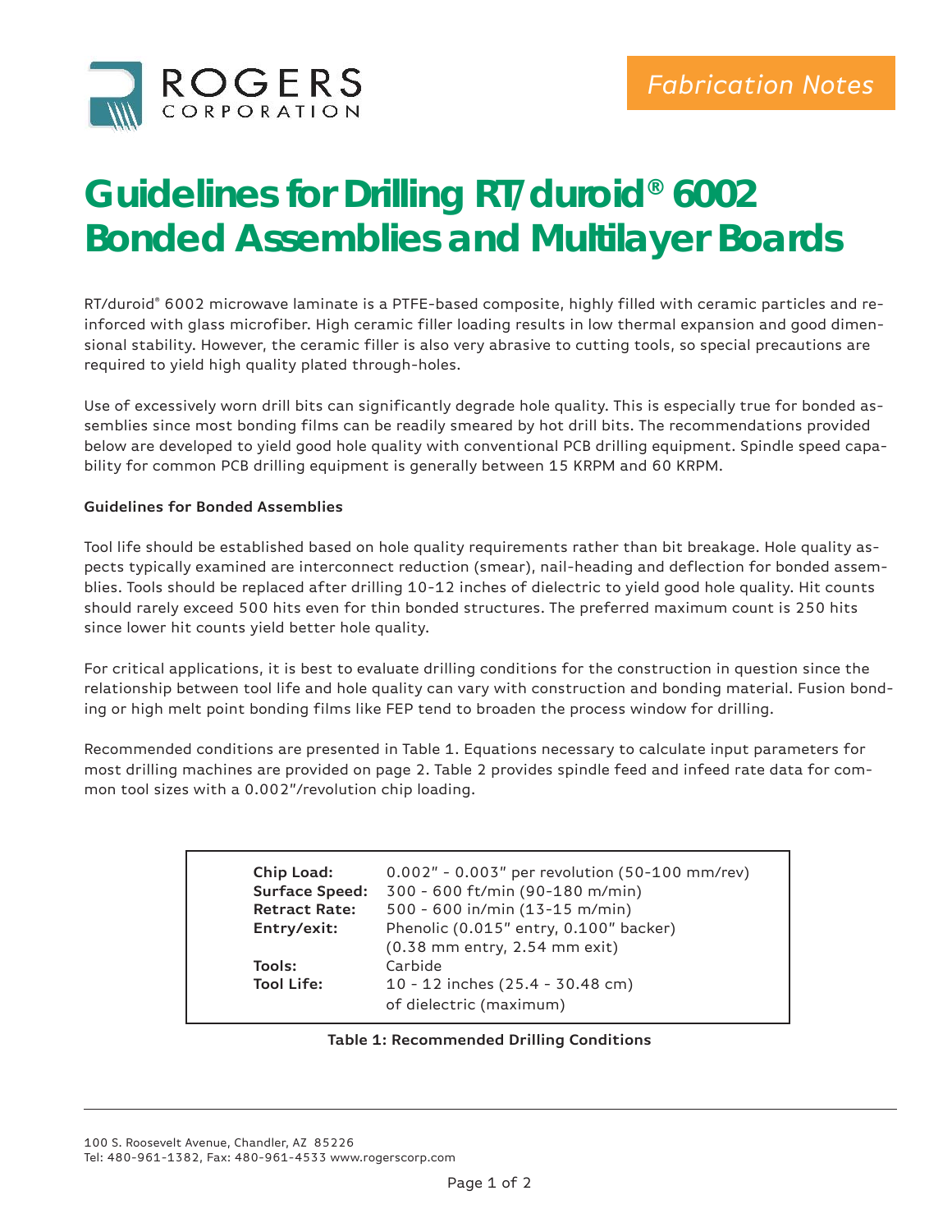# Guidelines for Drilling RT/duroid® 6002 Bonded Assemblies and Multilayer Boards

*Fabrication Notes*

RT/duroid® 6002 microwave laminate is a PTFE-based composite, highly filled with ceramic particles and reinforced with glass microfiber. High ceramic filler loading results in low thermal expansion and good dimensional stability. However, the ceramic filler is also very abrasive to cutting tools, so special precautions are required to yield high quality plated through-holes.

Use of excessively worn drill bits can significantly degrade hole quality. This is especially true for bonded assemblies since most bonding films can be readily smeared by hot drill bits. The recommendations provided below are developed to yield good hole quality with conventional PCB drilling equipment. Spindle speed capability for common PCB drilling equipment is generally between 15 KRPM and 60 KRPM.

**Guidelines for Bonded Assemblies**

Tool life should be established based on hole quality requirements rather than bit breakage. Hole quality aspects typically examined are interconnect reduction (smear), nail-heading and deflection for bonded assemblies. Tools should be replaced after drilling 10-12 inches of dielectric to yield good hole quality. Hit counts should rarely exceed 500 hits even for thin bonded structures. The preferred maximum count is 250 hits since lower hit counts yield better hole quality.

For critical applications, it is best to evaluate drilling conditions for the construction in question since the relationship between tool life and hole quality can vary with construction and bonding material. Fusion bonding or high melt point bonding films like FEP tend to broaden the process window for drilling.

Recommended conditions are presented in Table 1. Equations necessary to calculate input parameters for most drilling machines are provided on page 2. Table 2 provides spindle feed and infeed rate data for common tool sizes with a 0.002"/revolution chip loading.

| | |
|---|---|
| **Chip Load:** | 0.002" - 0.003" per revolution (50-100 mm/rev) |
| **Surface Speed:** | 300 - 600 ft/min (90-180 m/min) |
| **Retract Rate:** | 500 - 600 in/min (13-15 m/min) |
| **Entry/exit:** | Phenolic (0.015" entry, 0.100" backer) (0.38 mm entry, 2.54 mm exit) |
| **Tools:** | Carbide |
| **Tool Life:** | 10 - 12 inches (25.4 - 30.48 cm) of dielectric (maximum) |

**Table 1: Recommended Drilling Conditions**

100 S. Roosevelt Avenue, Chandler, AZ 85226
Tel: 480-961-1382, Fax: 480-961-4533 www.rogerscorp.com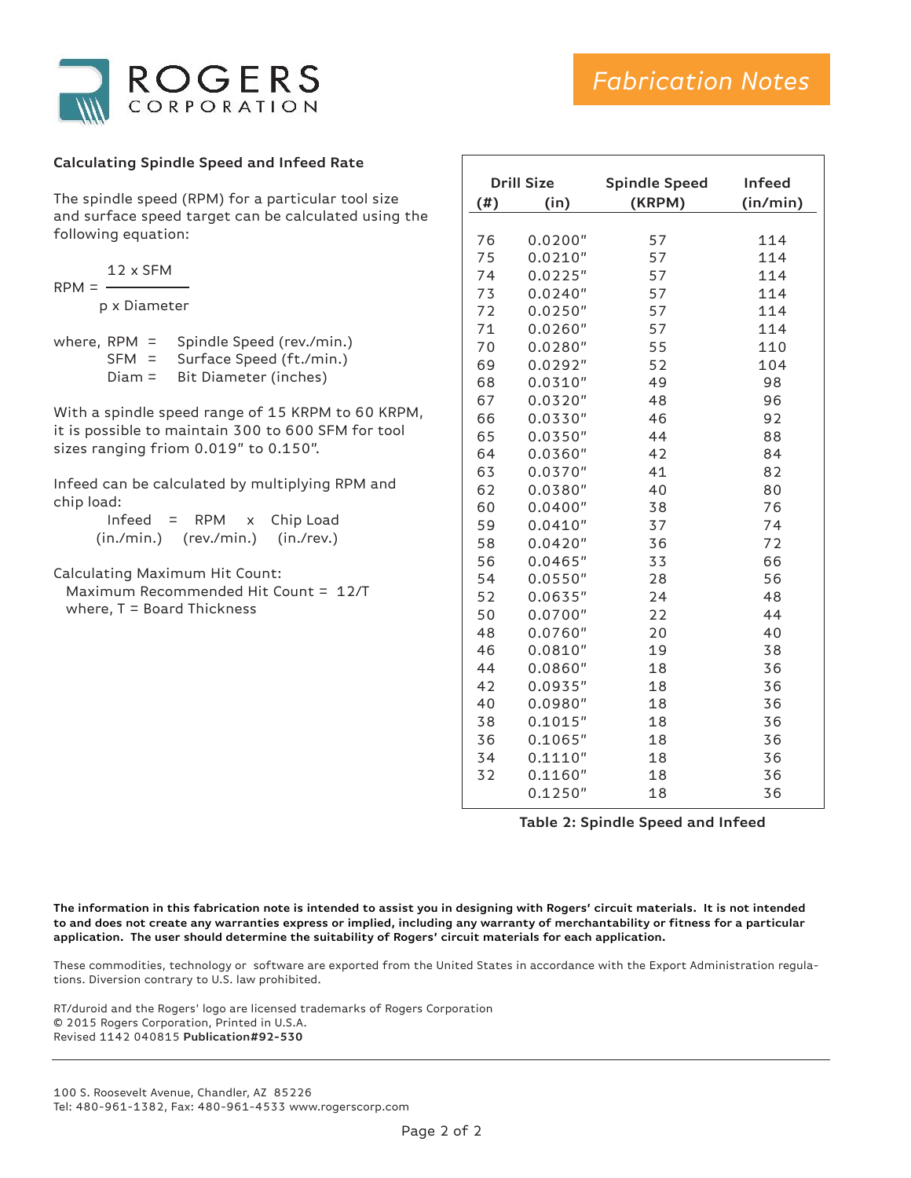## Fabrication Notes

### Calculating Spindle Speed and Infeed Rate

The spindle speed (RPM) for a particular tool size and surface speed target can be calculated using the following equation:

$$RPM = \frac{12 \times SFM}{p \times Diameter}$$

where, RPM = Spindle Speed (rev./min.)
SFM = Surface Speed (ft./min.)
Diam = Bit Diameter (inches)

With a spindle speed range of 15 KRPM to 60 KRPM, it is possible to maintain 300 to 600 SFM for tool sizes ranging friom 0.019" to 0.150".

Infeed can be calculated by multiplying RPM and chip load:

$$\underset{(in./min.)}{Infeed} = \underset{(rev./min.)}{RPM} \times \underset{(in./rev.)}{Chip\ Load}$$

Calculating Maximum Hit Count:
Maximum Recommended Hit Count = 12/T
where, T = Board Thickness

| Drill Size (#) | Drill Size (in) | Spindle Speed (KRPM) | Infeed (in/min) |
|---|---|---|---|
| 76 | 0.0200" | 57 | 114 |
| 75 | 0.0210" | 57 | 114 |
| 74 | 0.0225" | 57 | 114 |
| 73 | 0.0240" | 57 | 114 |
| 72 | 0.0250" | 57 | 114 |
| 71 | 0.0260" | 57 | 114 |
| 70 | 0.0280" | 55 | 110 |
| 69 | 0.0292" | 52 | 104 |
| 68 | 0.0310" | 49 | 98 |
| 67 | 0.0320" | 48 | 96 |
| 66 | 0.0330" | 46 | 92 |
| 65 | 0.0350" | 44 | 88 |
| 64 | 0.0360" | 42 | 84 |
| 63 | 0.0370" | 41 | 82 |
| 62 | 0.0380" | 40 | 80 |
| 60 | 0.0400" | 38 | 76 |
| 59 | 0.0410" | 37 | 74 |
| 58 | 0.0420" | 36 | 72 |
| 56 | 0.0465" | 33 | 66 |
| 54 | 0.0550" | 28 | 56 |
| 52 | 0.0635" | 24 | 48 |
| 50 | 0.0700" | 22 | 44 |
| 48 | 0.0760" | 20 | 40 |
| 46 | 0.0810" | 19 | 38 |
| 44 | 0.0860" | 18 | 36 |
| 42 | 0.0935" | 18 | 36 |
| 40 | 0.0980" | 18 | 36 |
| 38 | 0.1015" | 18 | 36 |
| 36 | 0.1065" | 18 | 36 |
| 34 | 0.1110" | 18 | 36 |
| 32 | 0.1160" | 18 | 36 |
| | 0.1250" | 18 | 36 |

**Table 2: Spindle Speed and Infeed**

**The information in this fabrication note is intended to assist you in designing with Rogers' circuit materials. It is not intended to and does not create any warranties express or implied, including any warranty of merchantability or fitness for a particular application. The user should determine the suitability of Rogers' circuit materials for each application.**

These commodities, technology or software are exported from the United States in accordance with the Export Administration regulations. Diversion contrary to U.S. law prohibited.

RT/duroid and the Rogers' logo are licensed trademarks of Rogers Corporation
© 2015 Rogers Corporation, Printed in U.S.A.
Revised 1142 040815 **Publication#92-530**

100 S. Roosevelt Avenue, Chandler, AZ 85226
Tel: 480-961-1382, Fax: 480-961-4533 www.rogerscorp.com